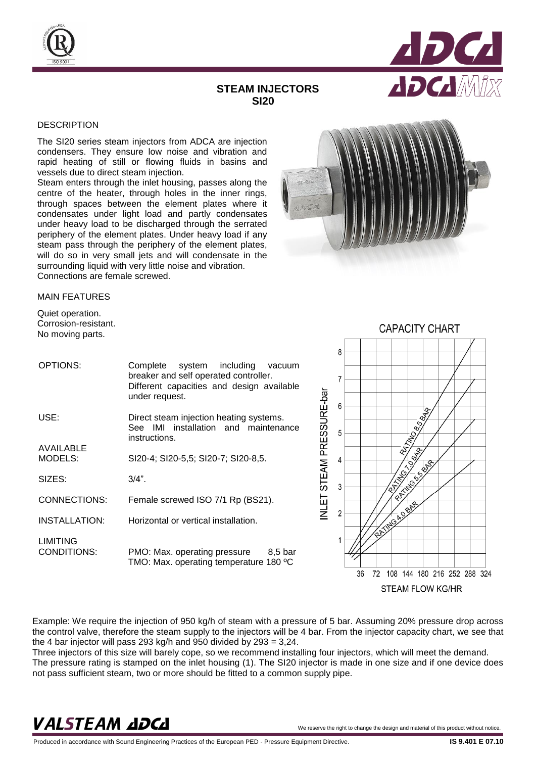# STEAM INJECTORS
## SI20

### DESCRIPTION

The SI20 series steam injectors from ADCA are injection condensers. They ensure low noise and vibration and rapid heating of still or flowing fluids in basins and vessels due to direct steam injection.
Steam enters through the inlet housing, passes along the centre of the heater, through holes in the inner rings, through spaces between the element plates where it condensates under light load and partly condensates under heavy load to be discharged through the serrated periphery of the element plates. Under heavy load if any steam pass through the periphery of the element plates, will do so in very small jets and will condensate in the surrounding liquid with very little noise and vibration.
Connections are female screwed.

### MAIN FEATURES

Quiet operation.
Corrosion-resistant.
No moving parts.

| | |
|---|---|
| OPTIONS: | Complete system including vacuum breaker and self operated controller. Different capacities and design available under request. |
| USE: | Direct steam injection heating systems. See IMI installation and maintenance instructions. |
| AVAILABLE MODELS: | SI20-4; SI20-5,5; SI20-7; SI20-8,5. |
| SIZES: | 3/4". |
| CONNECTIONS: | Female screwed ISO 7/1 Rp (BS21). |
| INSTALLATION: | Horizontal or vertical installation. |
| LIMITING CONDITIONS: | PMO: Max. operating pressure 8,5 bar<br>TMO: Max. operating temperature 180 ºC |

CAPACITY CHART

Example: We require the injection of 950 kg/h of steam with a pressure of 5 bar. Assuming 20% pressure drop across the control valve, therefore the steam supply to the injectors will be 4 bar. From the injector capacity chart, we see that the 4 bar injector will pass 293 kg/h and 950 divided by 293 = 3,24.
Three injectors of this size will barely cope, so we recommend installing four injectors, which will meet the demand.
The pressure rating is stamped on the inlet housing (1). The SI20 injector is made in one size and if one device does not pass sufficient steam, two or more should be fitted to a common supply pipe.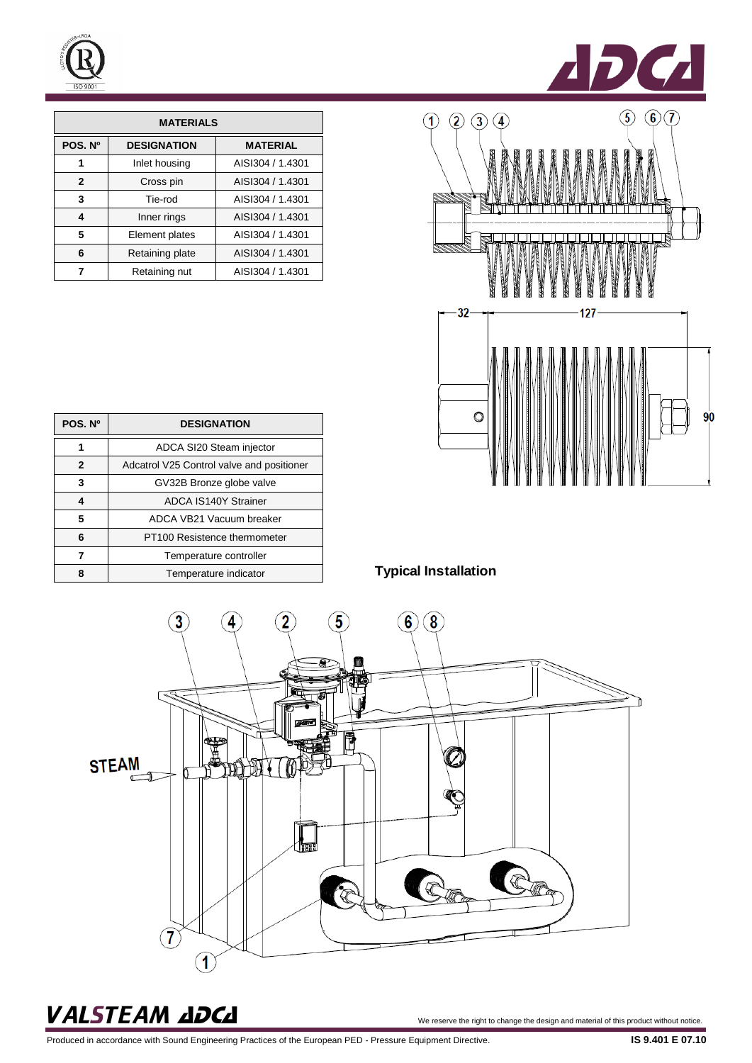| MATERIALS | | |
|---|---|---|
| POS. Nº | DESIGNATION | MATERIAL |
| 1 | Inlet housing | AISI304 / 1.4301 |
| 2 | Cross pin | AISI304 / 1.4301 |
| 3 | Tie-rod | AISI304 / 1.4301 |
| 4 | Inner rings | AISI304 / 1.4301 |
| 5 | Element plates | AISI304 / 1.4301 |
| 6 | Retaining plate | AISI304 / 1.4301 |
| 7 | Retaining nut | AISI304 / 1.4301 |

1 2 3 4 5 6 7

32
127
90

| POS. Nº | DESIGNATION |
|---|---|
| 1 | ADCA SI20 Steam injector |
| 2 | Adcatrol V25 Control valve and positioner |
| 3 | GV32B Bronze globe valve |
| 4 | ADCA IS140Y Strainer |
| 5 | ADCA VB21 Vacuum breaker |
| 6 | PT100 Resistence thermometer |
| 7 | Temperature controller |
| 8 | Temperature indicator |

## Typical Installation

3 4 2 5 6 8

STEAM

7
1

We reserve the right to change the design and material of this product without notice.

Produced in accordance with Sound Engineering Practices of the European PED - Pressure Equipment Directive.

**IS 9.401 E 07.10**